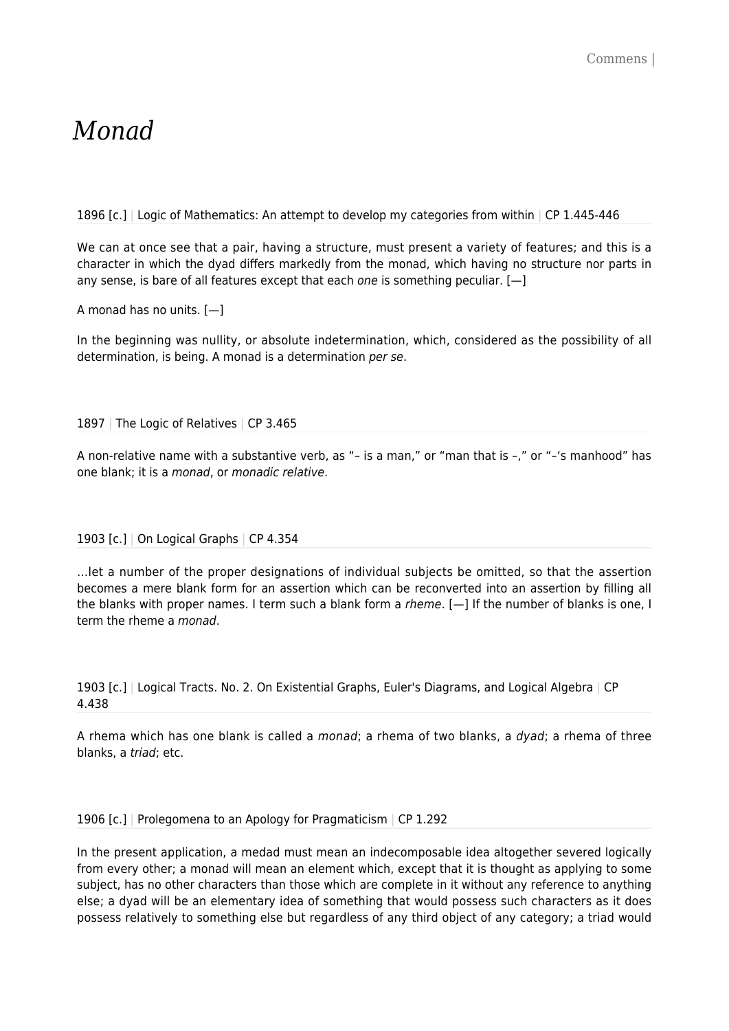# *Monad*

1896 [c.] | Logic of Mathematics: An attempt to develop my categories from within | CP 1.445-446

We can at once see that a pair, having a structure, must present a variety of features; and this is a character in which the dyad differs markedly from the monad, which having no structure nor parts in any sense, is bare of all features except that each *one* is something peculiar. [—]

A monad has no units. [—]

In the beginning was nullity, or absolute indetermination, which, considered as the possibility of all determination, is being. A monad is a determination *per se*.

1897 | The Logic of Relatives | CP 3.465

A non-relative name with a substantive verb, as "– is a man," or "man that is –," or "–'s manhood" has one blank; it is a *monad*, or *monadic relative*.

1903 [c.] | On Logical Graphs | CP 4.354

…let a number of the proper designations of individual subjects be omitted, so that the assertion becomes a mere blank form for an assertion which can be reconverted into an assertion by filling all the blanks with proper names. I term such a blank form a *rheme*. [—] If the number of blanks is one, I term the rheme a *monad*.

1903 [c.] | Logical Tracts. No. 2. On Existential Graphs, Euler's Diagrams, and Logical Algebra | CP 4.438

A rhema which has one blank is called a *monad*; a rhema of two blanks, a *dyad*; a rhema of three blanks, a *triad*; etc.

1906 [c.] | Prolegomena to an Apology for Pragmaticism | CP 1.292

In the present application, a medad must mean an indecomposable idea altogether severed logically from every other; a monad will mean an element which, except that it is thought as applying to some subject, has no other characters than those which are complete in it without any reference to anything else; a dyad will be an elementary idea of something that would possess such characters as it does possess relatively to something else but regardless of any third object of any category; a triad would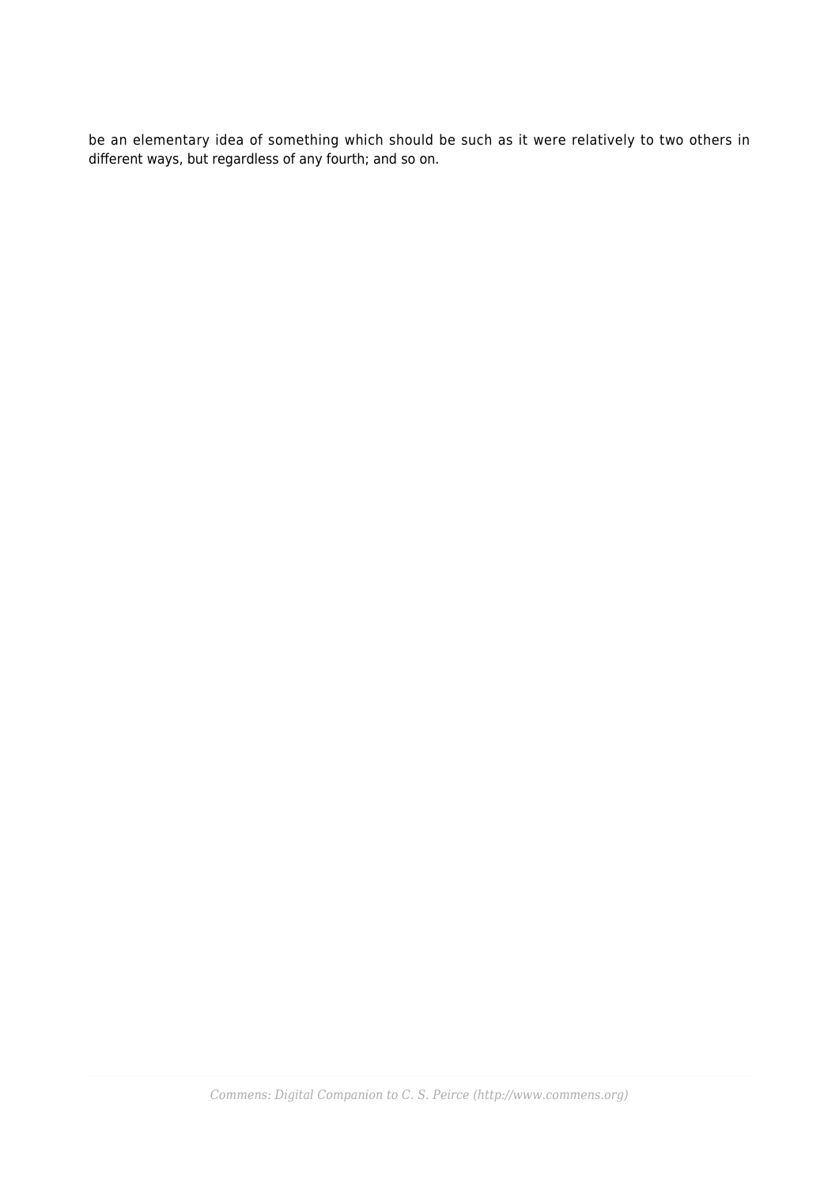be an elementary idea of something which should be such as it were relatively to two others in different ways, but regardless of any fourth; and so on.